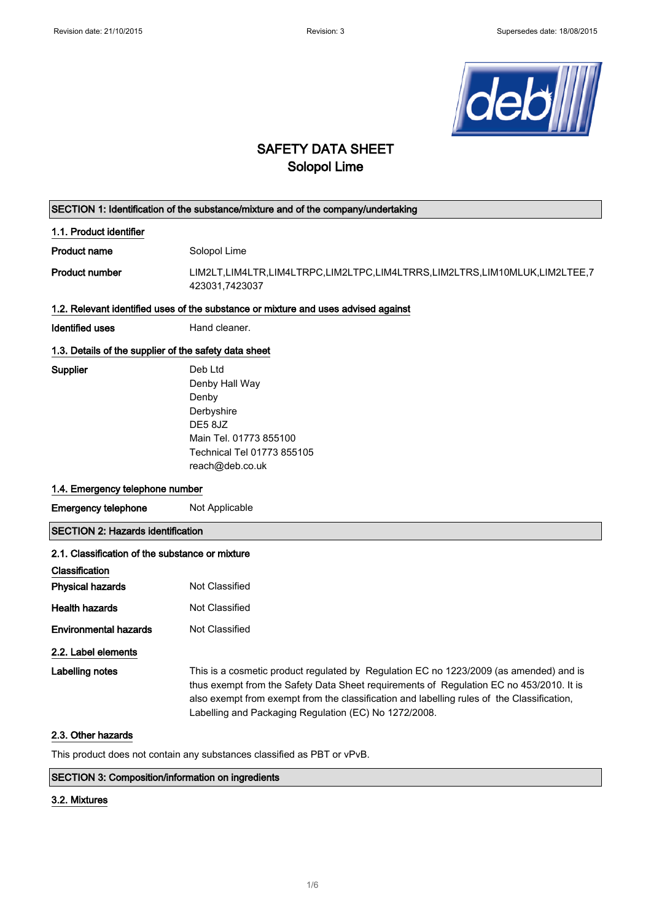# SAFETY DATA SHEET
## Solopol Lime

## SECTION 1: Identification of the substance/mixture and of the company/undertaking

### 1.1. Product identifier

**Product name** Solopol Lime

**Product number** LIM2LT,LIM4LTR,LIM4LTRPC,LIM2LTPC,LIM4LTRRS,LIM2LTRS,LIM10MLUK,LIM2LTEE,7423031,7423037

### 1.2. Relevant identified uses of the substance or mixture and uses advised against

**Identified uses** Hand cleaner.

### 1.3. Details of the supplier of the safety data sheet

**Supplier**
Deb Ltd
Denby Hall Way
Denby
Derbyshire
DE5 8JZ
Main Tel. 01773 855100
Technical Tel 01773 855105
reach@deb.co.uk

### 1.4. Emergency telephone number

**Emergency telephone** Not Applicable

## SECTION 2: Hazards identification

### 2.1. Classification of the substance or mixture

**Classification**

**Physical hazards** Not Classified

**Health hazards** Not Classified

**Environmental hazards** Not Classified

### 2.2. Label elements

**Labelling notes** This is a cosmetic product regulated by Regulation EC no 1223/2009 (as amended) and is thus exempt from the Safety Data Sheet requirements of Regulation EC no 453/2010. It is also exempt from exempt from the classification and labelling rules of the Classification, Labelling and Packaging Regulation (EC) No 1272/2008.

### 2.3. Other hazards

This product does not contain any substances classified as PBT or vPvB.

## SECTION 3: Composition/information on ingredients

### 3.2. Mixtures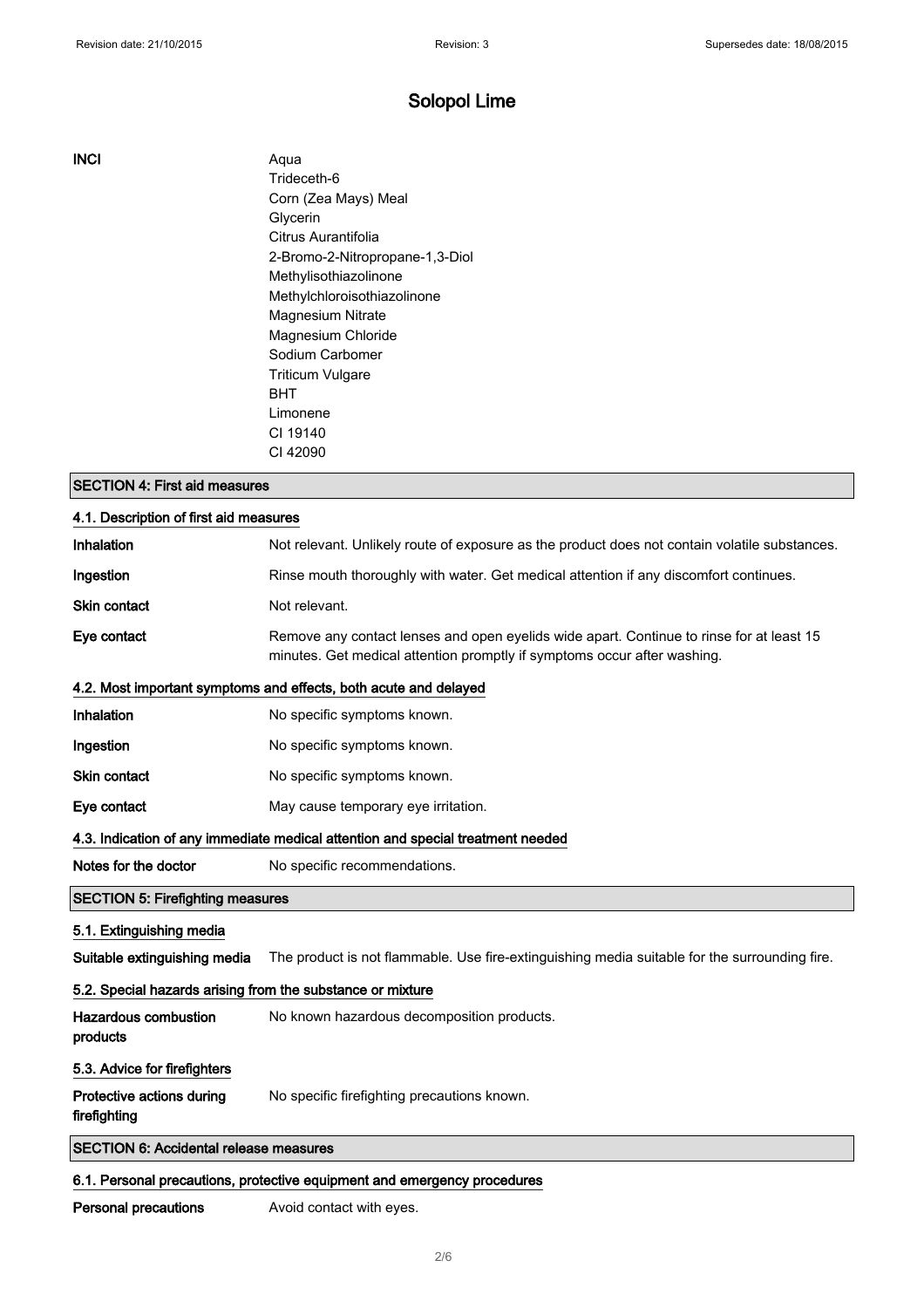# Solopol Lime

**INCI**

Aqua
Trideceth-6
Corn (Zea Mays) Meal
Glycerin
Citrus Aurantifolia
2-Bromo-2-Nitropropane-1,3-Diol
Methylisothiazolinone
Methylchloroisothiazolinone
Magnesium Nitrate
Magnesium Chloride
Sodium Carbomer
Triticum Vulgare
BHT
Limonene
CI 19140
CI 42090

## SECTION 4: First aid measures

### 4.1. Description of first aid measures

| | |
|---|---|
| **Inhalation** | Not relevant. Unlikely route of exposure as the product does not contain volatile substances. |
| **Ingestion** | Rinse mouth thoroughly with water. Get medical attention if any discomfort continues. |
| **Skin contact** | Not relevant. |
| **Eye contact** | Remove any contact lenses and open eyelids wide apart. Continue to rinse for at least 15 minutes. Get medical attention promptly if symptoms occur after washing. |

### 4.2. Most important symptoms and effects, both acute and delayed

| | |
|---|---|
| **Inhalation** | No specific symptoms known. |
| **Ingestion** | No specific symptoms known. |
| **Skin contact** | No specific symptoms known. |
| **Eye contact** | May cause temporary eye irritation. |

### 4.3. Indication of any immediate medical attention and special treatment needed

| | |
|---|---|
| **Notes for the doctor** | No specific recommendations. |

## SECTION 5: Firefighting measures

### 5.1. Extinguishing media

| | |
|---|---|
| **Suitable extinguishing media** | The product is not flammable. Use fire-extinguishing media suitable for the surrounding fire. |

### 5.2. Special hazards arising from the substance or mixture

| | |
|---|---|
| **Hazardous combustion products** | No known hazardous decomposition products. |

### 5.3. Advice for firefighters

| | |
|---|---|
| **Protective actions during firefighting** | No specific firefighting precautions known. |

## SECTION 6: Accidental release measures

### 6.1. Personal precautions, protective equipment and emergency procedures

| | |
|---|---|
| **Personal precautions** | Avoid contact with eyes. |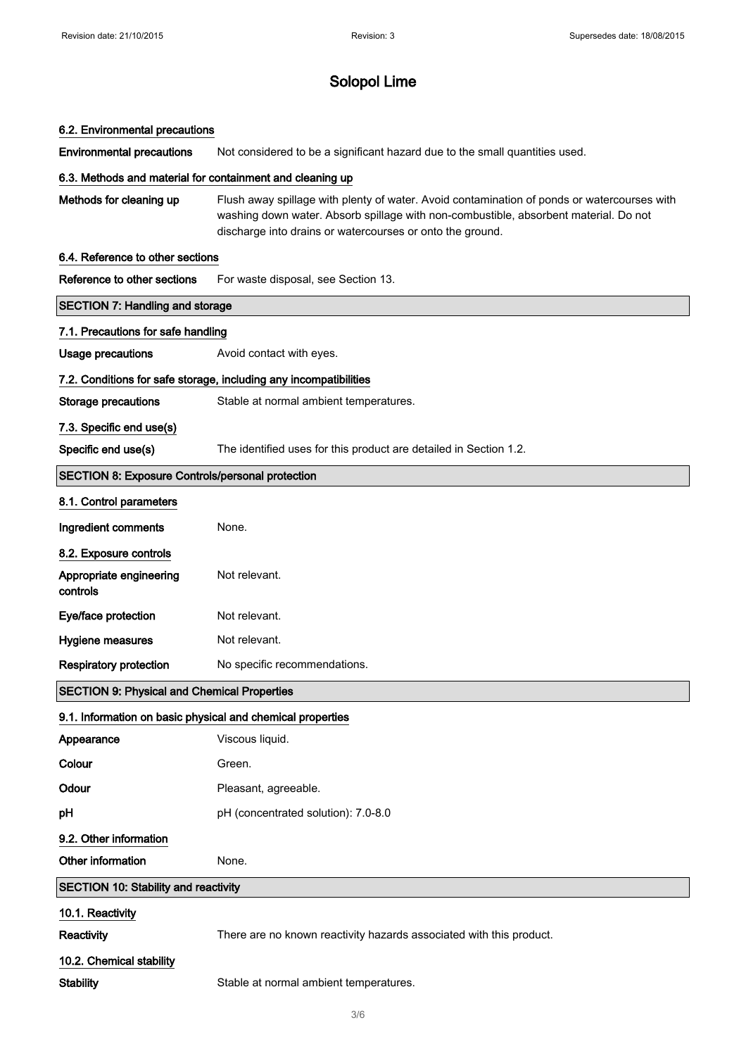# Solopol Lime

### 6.2. Environmental precautions

**Environmental precautions** Not considered to be a significant hazard due to the small quantities used.

### 6.3. Methods and material for containment and cleaning up

**Methods for cleaning up** Flush away spillage with plenty of water. Avoid contamination of ponds or watercourses with washing down water. Absorb spillage with non-combustible, absorbent material. Do not discharge into drains or watercourses or onto the ground.

### 6.4. Reference to other sections

**Reference to other sections** For waste disposal, see Section 13.

## SECTION 7: Handling and storage

### 7.1. Precautions for safe handling

**Usage precautions** Avoid contact with eyes.

### 7.2. Conditions for safe storage, including any incompatibilities

**Storage precautions** Stable at normal ambient temperatures.

### 7.3. Specific end use(s)

**Specific end use(s)** The identified uses for this product are detailed in Section 1.2.

## SECTION 8: Exposure Controls/personal protection

### 8.1. Control parameters

**Ingredient comments** None.

### 8.2. Exposure controls

**Appropriate engineering controls** Not relevant.

**Eye/face protection** Not relevant.

**Hygiene measures** Not relevant.

**Respiratory protection** No specific recommendations.

## SECTION 9: Physical and Chemical Properties

### 9.1. Information on basic physical and chemical properties

**Appearance** Viscous liquid.

**Colour** Green.

**Odour** Pleasant, agreeable.

**pH** pH (concentrated solution): 7.0-8.0

### 9.2. Other information

**Other information** None.

## SECTION 10: Stability and reactivity

### 10.1. Reactivity

**Reactivity** There are no known reactivity hazards associated with this product.

### 10.2. Chemical stability

**Stability** Stable at normal ambient temperatures.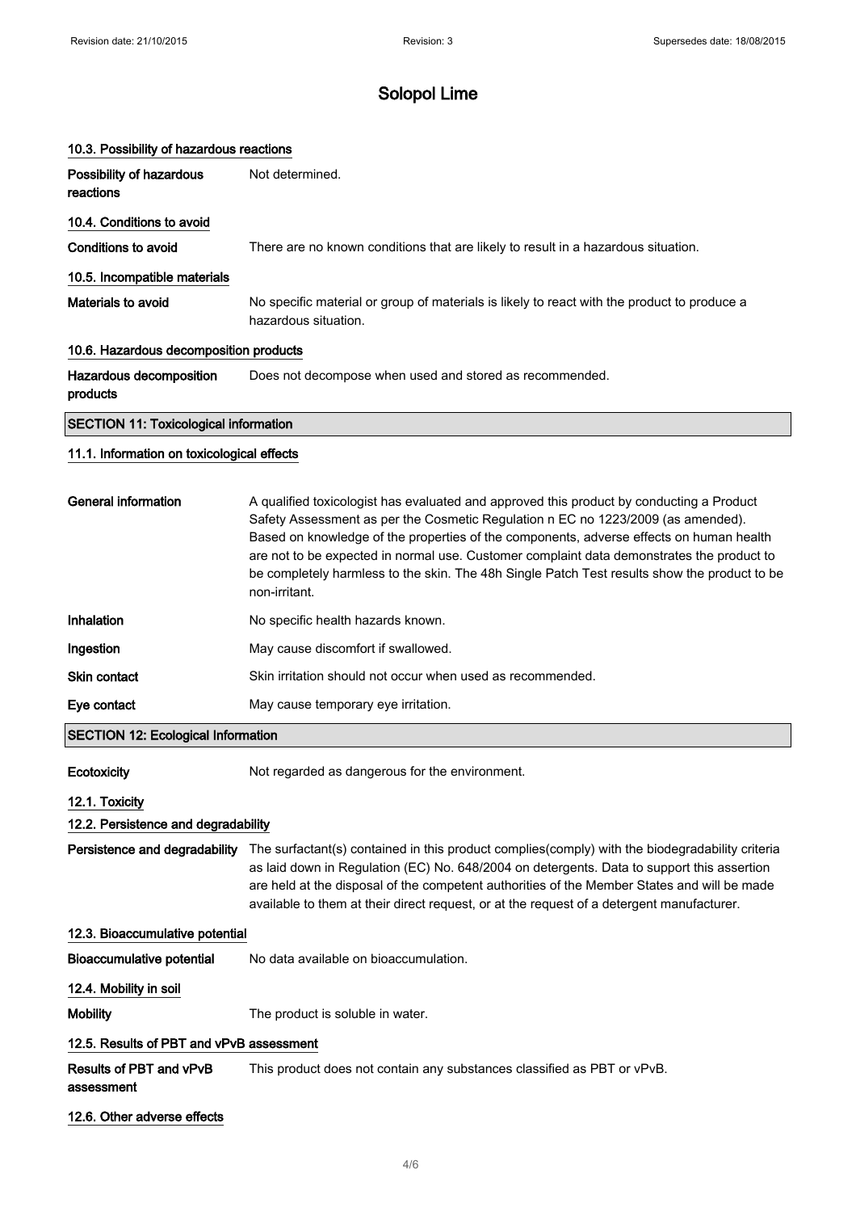# Solopol Lime

### 10.3. Possibility of hazardous reactions

**Possibility of hazardous reactions** Not determined.

### 10.4. Conditions to avoid

**Conditions to avoid** There are no known conditions that are likely to result in a hazardous situation.

### 10.5. Incompatible materials

**Materials to avoid** No specific material or group of materials is likely to react with the product to produce a hazardous situation.

### 10.6. Hazardous decomposition products

**Hazardous decomposition products** Does not decompose when used and stored as recommended.

## SECTION 11: Toxicological information

### 11.1. Information on toxicological effects

**General information** A qualified toxicologist has evaluated and approved this product by conducting a Product Safety Assessment as per the Cosmetic Regulation n EC no 1223/2009 (as amended). Based on knowledge of the properties of the components, adverse effects on human health are not to be expected in normal use. Customer complaint data demonstrates the product to be completely harmless to the skin. The 48h Single Patch Test results show the product to be non-irritant.

**Inhalation** No specific health hazards known.

**Ingestion** May cause discomfort if swallowed.

**Skin contact** Skin irritation should not occur when used as recommended.

**Eye contact** May cause temporary eye irritation.

## SECTION 12: Ecological Information

**Ecotoxicity** Not regarded as dangerous for the environment.

### 12.1. Toxicity

### 12.2. Persistence and degradability

**Persistence and degradability** The surfactant(s) contained in this product complies(comply) with the biodegradability criteria as laid down in Regulation (EC) No. 648/2004 on detergents. Data to support this assertion are held at the disposal of the competent authorities of the Member States and will be made available to them at their direct request, or at the request of a detergent manufacturer.

### 12.3. Bioaccumulative potential

**Bioaccumulative potential** No data available on bioaccumulation.

### 12.4. Mobility in soil

**Mobility** The product is soluble in water.

### 12.5. Results of PBT and vPvB assessment

**Results of PBT and vPvB assessment** This product does not contain any substances classified as PBT or vPvB.

### 12.6. Other adverse effects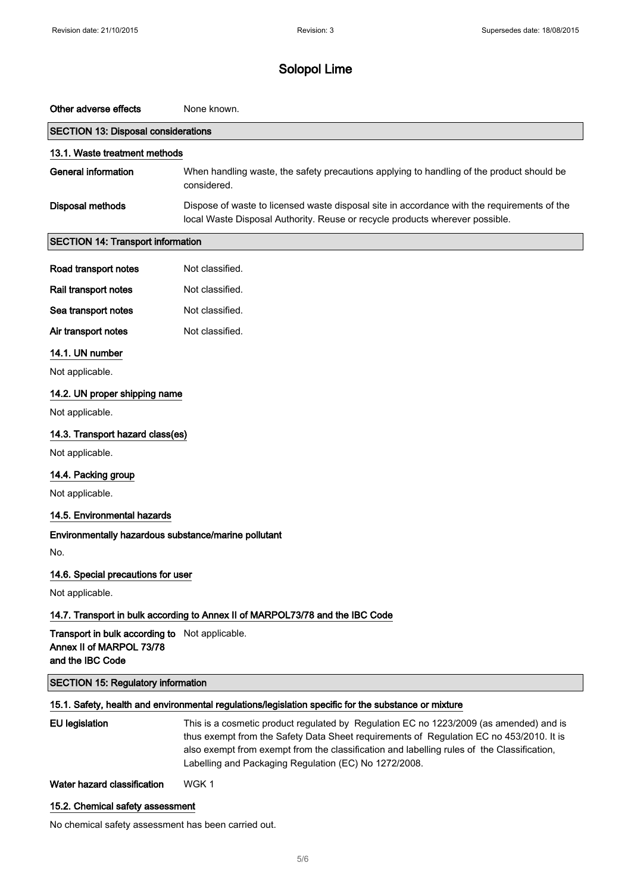# Solopol Lime

**Other adverse effects** None known.

## SECTION 13: Disposal considerations

### 13.1. Waste treatment methods

**General information** When handling waste, the safety precautions applying to handling of the product should be considered.

**Disposal methods** Dispose of waste to licensed waste disposal site in accordance with the requirements of the local Waste Disposal Authority. Reuse or recycle products wherever possible.

## SECTION 14: Transport information

**Road transport notes** Not classified.

**Rail transport notes** Not classified.

**Sea transport notes** Not classified.

**Air transport notes** Not classified.

### 14.1. UN number

Not applicable.

### 14.2. UN proper shipping name

Not applicable.

### 14.3. Transport hazard class(es)

Not applicable.

### 14.4. Packing group

Not applicable.

### 14.5. Environmental hazards

**Environmentally hazardous substance/marine pollutant**

No.

### 14.6. Special precautions for user

Not applicable.

### 14.7. Transport in bulk according to Annex II of MARPOL73/78 and the IBC Code

**Transport in bulk according to Annex II of MARPOL 73/78 and the IBC Code** Not applicable.

## SECTION 15: Regulatory information

### 15.1. Safety, health and environmental regulations/legislation specific for the substance or mixture

**EU legislation** This is a cosmetic product regulated by Regulation EC no 1223/2009 (as amended) and is thus exempt from the Safety Data Sheet requirements of Regulation EC no 453/2010. It is also exempt from exempt from the classification and labelling rules of the Classification, Labelling and Packaging Regulation (EC) No 1272/2008.

**Water hazard classification** WGK 1

### 15.2. Chemical safety assessment

No chemical safety assessment has been carried out.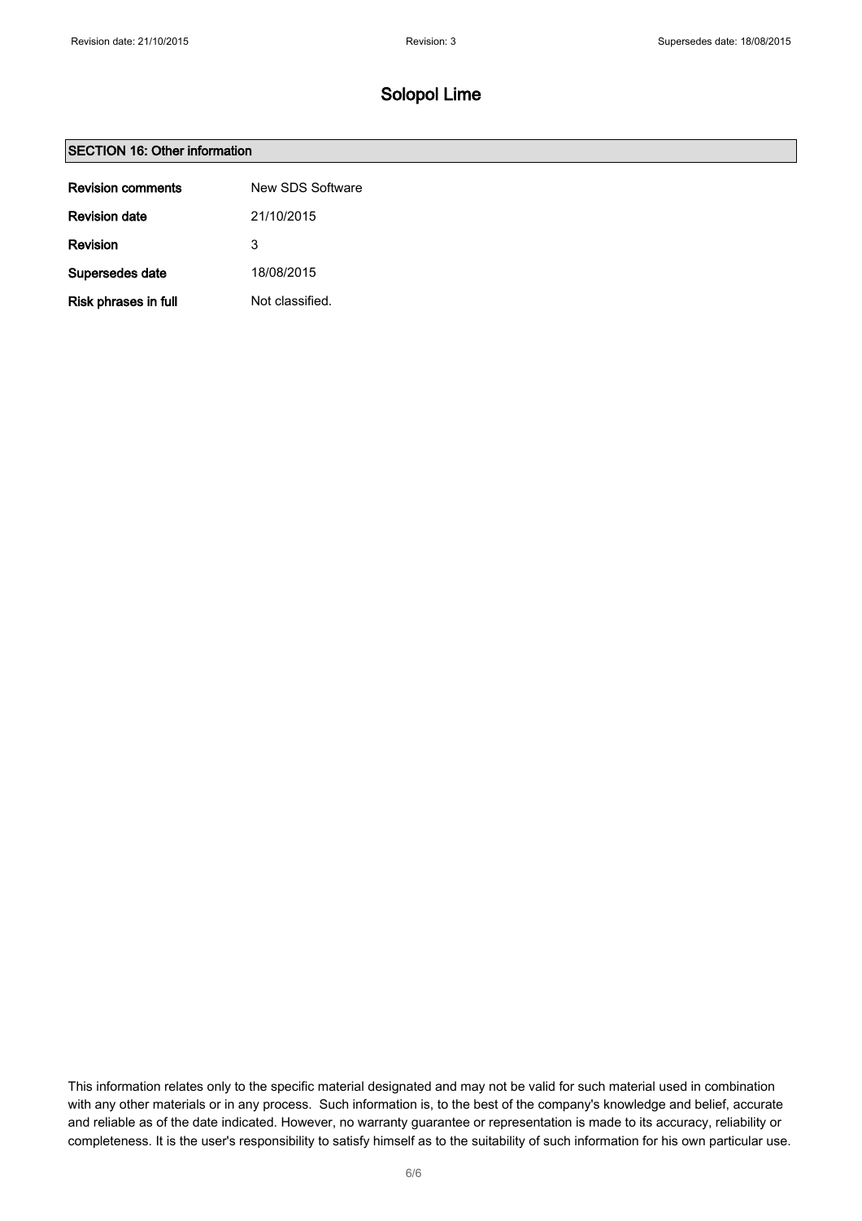# Solopol Lime

## SECTION 16: Other information

| | |
|---|---|
| **Revision comments** | New SDS Software |
| **Revision date** | 21/10/2015 |
| **Revision** | 3 |
| **Supersedes date** | 18/08/2015 |
| **Risk phrases in full** | Not classified. |

This information relates only to the specific material designated and may not be valid for such material used in combination with any other materials or in any process. Such information is, to the best of the company's knowledge and belief, accurate and reliable as of the date indicated. However, no warranty guarantee or representation is made to its accuracy, reliability or completeness. It is the user's responsibility to satisfy himself as to the suitability of such information for his own particular use.